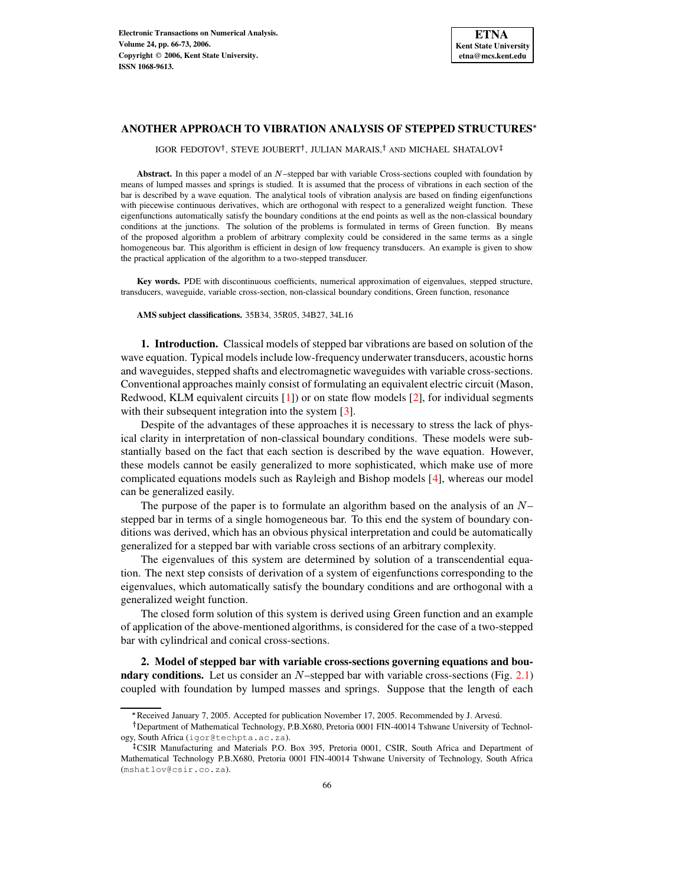# ANOTHER APPROACH TO VIBRATION ANALYSIS OF STEPPED STRUCTURES*

IGOR FEDOTOV†, STEVE JOUBERT†, JULIAN MARAIS,† AND MICHAEL SHATALOV‡

**Abstract.** In this paper a model of an $N$–stepped bar with variable Cross-sections coupled with foundation by means of lumped masses and springs is studied. It is assumed that the process of vibrations in each section of the bar is described by a wave equation. The analytical tools of vibration analysis are based on finding eigenfunctions with piecewise continuous derivatives, which are orthogonal with respect to a generalized weight function. These eigenfunctions automatically satisfy the boundary conditions at the end points as well as the non-classical boundary conditions at the junctions. The solution of the problems is formulated in terms of Green function. By means of the proposed algorithm a problem of arbitrary complexity could be considered in the same terms as a single homogeneous bar. This algorithm is efficient in design of low frequency transducers. An example is given to show the practical application of the algorithm to a two-stepped transducer.

**Key words.** PDE with discontinuous coefficients, numerical approximation of eigenvalues, stepped structure, transducers, waveguide, variable cross-section, non-classical boundary conditions, Green function, resonance

**AMS subject classifications.** 35B34, 35R05, 34B27, 34L16

**1. Introduction.** Classical models of stepped bar vibrations are based on solution of the wave equation. Typical models include low-frequency underwater transducers, acoustic horns and waveguides, stepped shafts and electromagnetic waveguides with variable cross-sections. Conventional approaches mainly consist of formulating an equivalent electric circuit (Mason, Redwood, KLM equivalent circuits [1]) or on state flow models [2], for individual segments with their subsequent integration into the system [3].

Despite of the advantages of these approaches it is necessary to stress the lack of physical clarity in interpretation of non-classical boundary conditions. These models were substantially based on the fact that each section is described by the wave equation. However, these models cannot be easily generalized to more sophisticated, which make use of more complicated equations models such as Rayleigh and Bishop models [4], whereas our model can be generalized easily.

The purpose of the paper is to formulate an algorithm based on the analysis of an $N$–stepped bar in terms of a single homogeneous bar. To this end the system of boundary conditions was derived, which has an obvious physical interpretation and could be automatically generalized for a stepped bar with variable cross sections of an arbitrary complexity.

The eigenvalues of this system are determined by solution of a transcendential equation. The next step consists of derivation of a system of eigenfunctions corresponding to the eigenvalues, which automatically satisfy the boundary conditions and are orthogonal with a generalized weight function.

The closed form solution of this system is derived using Green function and an example of application of the above-mentioned algorithms, is considered for the case of a two-stepped bar with cylindrical and conical cross-sections.

**2. Model of stepped bar with variable cross-sections governing equations and boundary conditions.** Let us consider an $N$–stepped bar with variable cross-sections (Fig. 2.1) coupled with foundation by lumped masses and springs. Suppose that the length of each

---

*Received January 7, 2005. Accepted for publication November 17, 2005. Recommended by J. Arvesú.

†Department of Mathematical Technology, P.B.X680, Pretoria 0001 FIN-40014 Tshwane University of Technology, South Africa (igor@techpta.ac.za).

‡CSIR Manufacturing and Materials P.O. Box 395, Pretoria 0001, CSIR, South Africa and Department of Mathematical Technology P.B.X680, Pretoria 0001 FIN-40014 Tshwane University of Technology, South Africa (mshatlov@csir.co.za).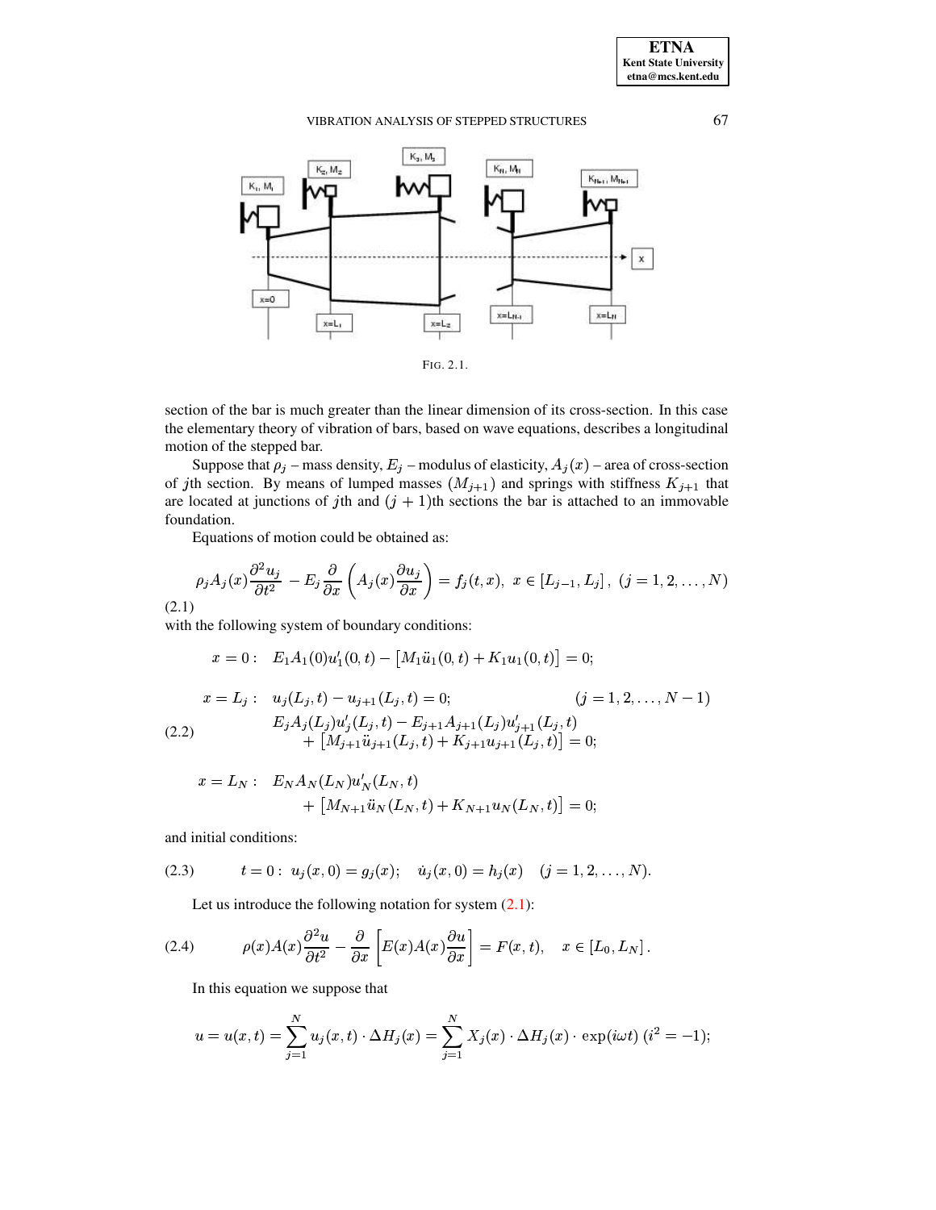FIG. 2.1.

section of the bar is much greater than the linear dimension of its cross-section. In this case the elementary theory of vibration of bars, based on wave equations, describes a longitudinal motion of the stepped bar.

Suppose that $\rho_j$ – mass density, $E_j$ – modulus of elasticity, $A_j(x)$ – area of cross-section of $j$th section. By means of lumped masses $(M_{j+1})$ and springs with stiffness $K_{j+1}$ that are located at junctions of $j$th and $(j+1)$th sections the bar is attached to an immovable foundation.

Equations of motion could be obtained as:

$$\rho_j A_j(x)\frac{\partial^2 u_j}{\partial t^2} - E_j\frac{\partial}{\partial x}\left(A_j(x)\frac{\partial u_j}{\partial x}\right) = f_j(t,x),\ x\in[L_{j-1},L_j],\ (j=1,2,\ldots,N) \tag{2.1}$$

with the following system of boundary conditions:

$$x=0:\quad E_1A_1(0)u_1'(0,t) - \left[M_1\ddot{u}_1(0,t)+K_1u_1(0,t)\right]=0;$$

$$\begin{aligned}
x=L_j:\quad & u_j(L_j,t)-u_{j+1}(L_j,t)=0; \qquad\qquad (j=1,2,\ldots,N-1)\\
& E_jA_j(L_j)u_j'(L_j,t)-E_{j+1}A_{j+1}(L_j)u_{j+1}'(L_j,t)\\
& \quad +\left[M_{j+1}\ddot{u}_{j+1}(L_j,t)+K_{j+1}u_{j+1}(L_j,t)\right]=0;
\end{aligned} \tag{2.2}$$

$$\begin{aligned}
x=L_N:\quad & E_NA_N(L_N)u_N'(L_N,t)\\
& \quad +\left[M_{N+1}\ddot{u}_N(L_N,t)+K_{N+1}u_N(L_N,t)\right]=0;
\end{aligned}$$

and initial conditions:

$$t=0:\ u_j(x,0)=g_j(x);\quad \dot{u}_j(x,0)=h_j(x)\quad (j=1,2,\ldots,N). \tag{2.3}$$

Let us introduce the following notation for system (2.1):

$$\rho(x)A(x)\frac{\partial^2 u}{\partial t^2}-\frac{\partial}{\partial x}\left[E(x)A(x)\frac{\partial u}{\partial x}\right]=F(x,t),\quad x\in[L_0,L_N]. \tag{2.4}$$

In this equation we suppose that

$$u=u(x,t)=\sum_{j=1}^{N}u_j(x,t)\cdot\Delta H_j(x)=\sum_{j=1}^{N}X_j(x)\cdot\Delta H_j(x)\cdot\exp(i\omega t)\ (i^2=-1);$$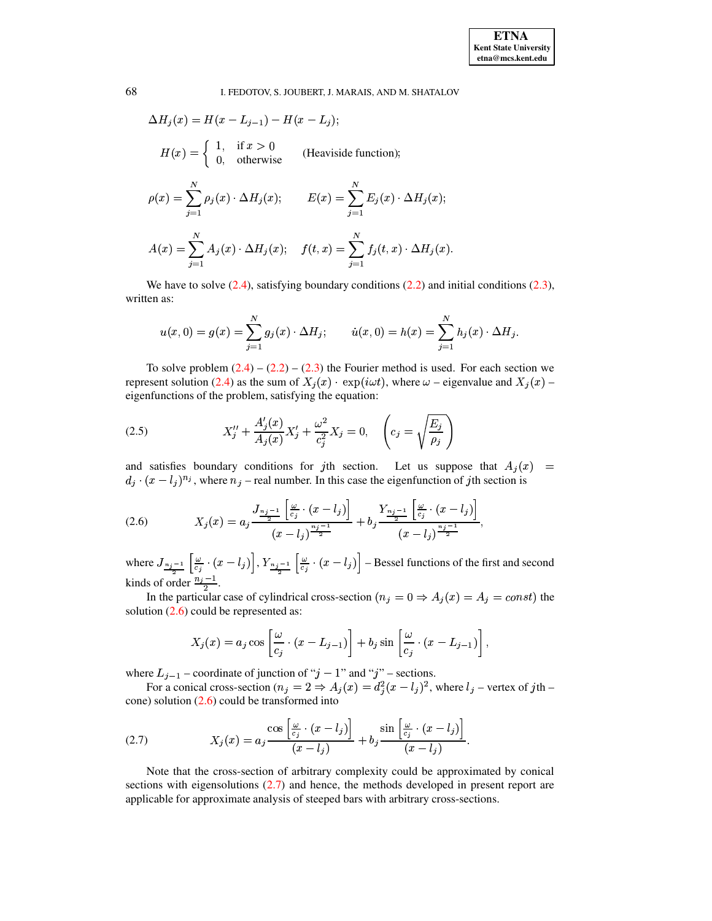$$\Delta H_j(x) = H(x - L_{j-1}) - H(x - L_j);$$

$$H(x) = \begin{cases} 1, & \text{if } x > 0 \\ 0, & \text{otherwise} \end{cases} \qquad \text{(Heaviside function);}$$

$$\rho(x) = \sum_{j=1}^{N} \rho_j(x) \cdot \Delta H_j(x); \qquad E(x) = \sum_{j=1}^{N} E_j(x) \cdot \Delta H_j(x);$$

$$A(x) = \sum_{j=1}^{N} A_j(x) \cdot \Delta H_j(x); \quad f(t,x) = \sum_{j=1}^{N} f_j(t,x) \cdot \Delta H_j(x).$$

We have to solve (2.4), satisfying boundary conditions (2.2) and initial conditions (2.3), written as:

$$u(x,0) = g(x) = \sum_{j=1}^{N} g_j(x) \cdot \Delta H_j; \qquad \dot{u}(x,0) = h(x) = \sum_{j=1}^{N} h_j(x) \cdot \Delta H_j.$$

To solve problem (2.4) – (2.2) – (2.3) the Fourier method is used. For each section we represent solution (2.4) as the sum of $X_j(x) \cdot \exp(i\omega t)$, where $\omega$ – eigenvalue and $X_j(x)$ – eigenfunctions of the problem, satisfying the equation:

$$X_j'' + \frac{A_j'(x)}{A_j(x)} X_j' + \frac{\omega^2}{c_j^2} X_j = 0, \quad \left( c_j = \sqrt{\frac{E_j}{\rho_j}} \right) \tag{2.5}$$

and satisfies boundary conditions for $j$th section. Let us suppose that $A_j(x) = d_j \cdot (x - l_j)^{n_j}$, where $n_j$ – real number. In this case the eigenfunction of $j$th section is

$$X_j(x) = a_j \frac{J_{\frac{n_j-1}{2}}\left[\frac{\omega}{c_j} \cdot (x - l_j)\right]}{(x - l_j)^{\frac{n_j-1}{2}}} + b_j \frac{Y_{\frac{n_j-1}{2}}\left[\frac{\omega}{c_j} \cdot (x - l_j)\right]}{(x - l_j)^{\frac{n_j-1}{2}}}, \tag{2.6}$$

where $J_{\frac{n_j-1}{2}}\left[\frac{\omega}{c_j} \cdot (x - l_j)\right]$, $Y_{\frac{n_j-1}{2}}\left[\frac{\omega}{c_j} \cdot (x - l_j)\right]$ – Bessel functions of the first and second kinds of order $\frac{n_j-1}{2}$.

In the particular case of cylindrical cross-section ($n_j = 0 \Rightarrow A_j(x) = A_j = const$) the solution (2.6) could be represented as:

$$X_j(x) = a_j \cos\left[\frac{\omega}{c_j} \cdot (x - L_{j-1})\right] + b_j \sin\left[\frac{\omega}{c_j} \cdot (x - L_{j-1})\right],$$

where $L_{j-1}$ – coordinate of junction of "$j-1$" and "$j$" – sections.

For a conical cross-section ($n_j = 2 \Rightarrow A_j(x) = d_j^2 (x - l_j)^2$, where $l_j$ – vertex of $j$th – cone) solution (2.6) could be transformed into

$$X_j(x) = a_j \frac{\cos\left[\frac{\omega}{c_j} \cdot (x - l_j)\right]}{(x - l_j)} + b_j \frac{\sin\left[\frac{\omega}{c_j} \cdot (x - l_j)\right]}{(x - l_j)}. \tag{2.7}$$

Note that the cross-section of arbitrary complexity could be approximated by conical sections with eigensolutions (2.7) and hence, the methods developed in present report are applicable for approximate analysis of steeped bars with arbitrary cross-sections.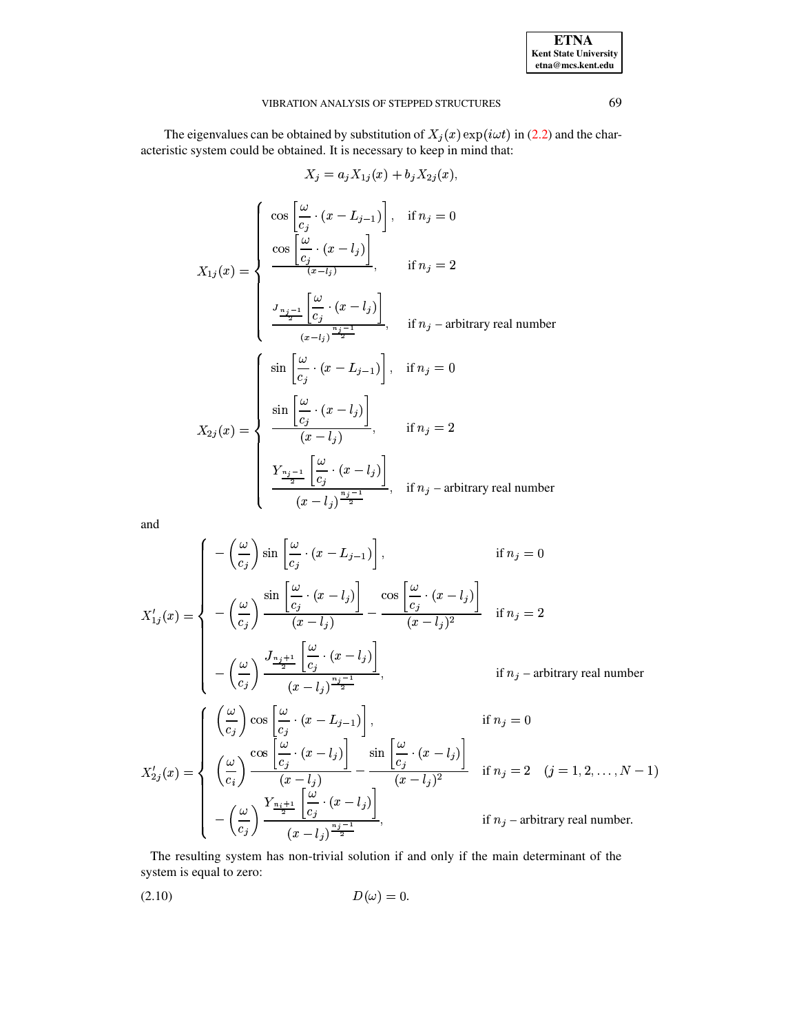The eigenvalues can be obtained by substitution of $X_j(x)\exp(i\omega t)$ in (2.2) and the characteristic system could be obtained. It is necessary to keep in mind that:

$$X_j = a_j X_{1j}(x) + b_j X_{2j}(x),$$

$$X_{1j}(x) = \begin{cases} \cos\left[\dfrac{\omega}{c_j}\cdot(x - L_{j-1})\right], & \text{if } n_j = 0 \\ \dfrac{\cos\left[\dfrac{\omega}{c_j}\cdot(x - l_j)\right]}{(x-l_j)}, & \text{if } n_j = 2 \\ \dfrac{J_{\frac{n_j-1}{2}}\left[\dfrac{\omega}{c_j}\cdot(x - l_j)\right]}{(x-l_j)^{\frac{n_j-1}{2}}}, & \text{if } n_j \text{ – arbitrary real number} \end{cases}$$

$$X_{2j}(x) = \begin{cases} \sin\left[\dfrac{\omega}{c_j}\cdot(x - L_{j-1})\right], & \text{if } n_j = 0 \\ \dfrac{\sin\left[\dfrac{\omega}{c_j}\cdot(x - l_j)\right]}{(x-l_j)}, & \text{if } n_j = 2 \\ \dfrac{Y_{\frac{n_j-1}{2}}\left[\dfrac{\omega}{c_j}\cdot(x - l_j)\right]}{(x-l_j)^{\frac{n_j-1}{2}}}, & \text{if } n_j \text{ – arbitrary real number} \end{cases}$$

and

$$X'_{1j}(x) = \begin{cases} -\left(\dfrac{\omega}{c_j}\right)\sin\left[\dfrac{\omega}{c_j}\cdot(x - L_{j-1})\right], & \text{if } n_j = 0 \\ -\left(\dfrac{\omega}{c_j}\right)\dfrac{\sin\left[\dfrac{\omega}{c_j}\cdot(x - l_j)\right]}{(x-l_j)} - \dfrac{\cos\left[\dfrac{\omega}{c_j}\cdot(x - l_j)\right]}{(x-l_j)^2} & \text{if } n_j = 2 \\ -\left(\dfrac{\omega}{c_j}\right)\dfrac{J_{\frac{n_j+1}{2}}\left[\dfrac{\omega}{c_j}\cdot(x - l_j)\right]}{(x-l_j)^{\frac{n_j-1}{2}}}, & \text{if } n_j \text{ – arbitrary real number} \end{cases}$$

$$X'_{2j}(x) = \begin{cases} \left(\dfrac{\omega}{c_j}\right)\cos\left[\dfrac{\omega}{c_j}\cdot(x - L_{j-1})\right], & \text{if } n_j = 0 \\ \left(\dfrac{\omega}{c_i}\right)\dfrac{\cos\left[\dfrac{\omega}{c_j}\cdot(x - l_j)\right]}{(x-l_j)} - \dfrac{\sin\left[\dfrac{\omega}{c_j}\cdot(x - l_j)\right]}{(x-l_j)^2} & \text{if } n_j = 2 \quad (j = 1, 2, \ldots, N-1) \\ -\left(\dfrac{\omega}{c_j}\right)\dfrac{Y_{\frac{n_i+1}{2}}\left[\dfrac{\omega}{c_j}\cdot(x - l_j)\right]}{(x-l_j)^{\frac{n_j-1}{2}}}, & \text{if } n_j \text{ – arbitrary real number.} \end{cases}$$

The resulting system has non-trivial solution if and only if the main determinant of the system is equal to zero:

$$D(\omega) = 0. \tag{2.10}$$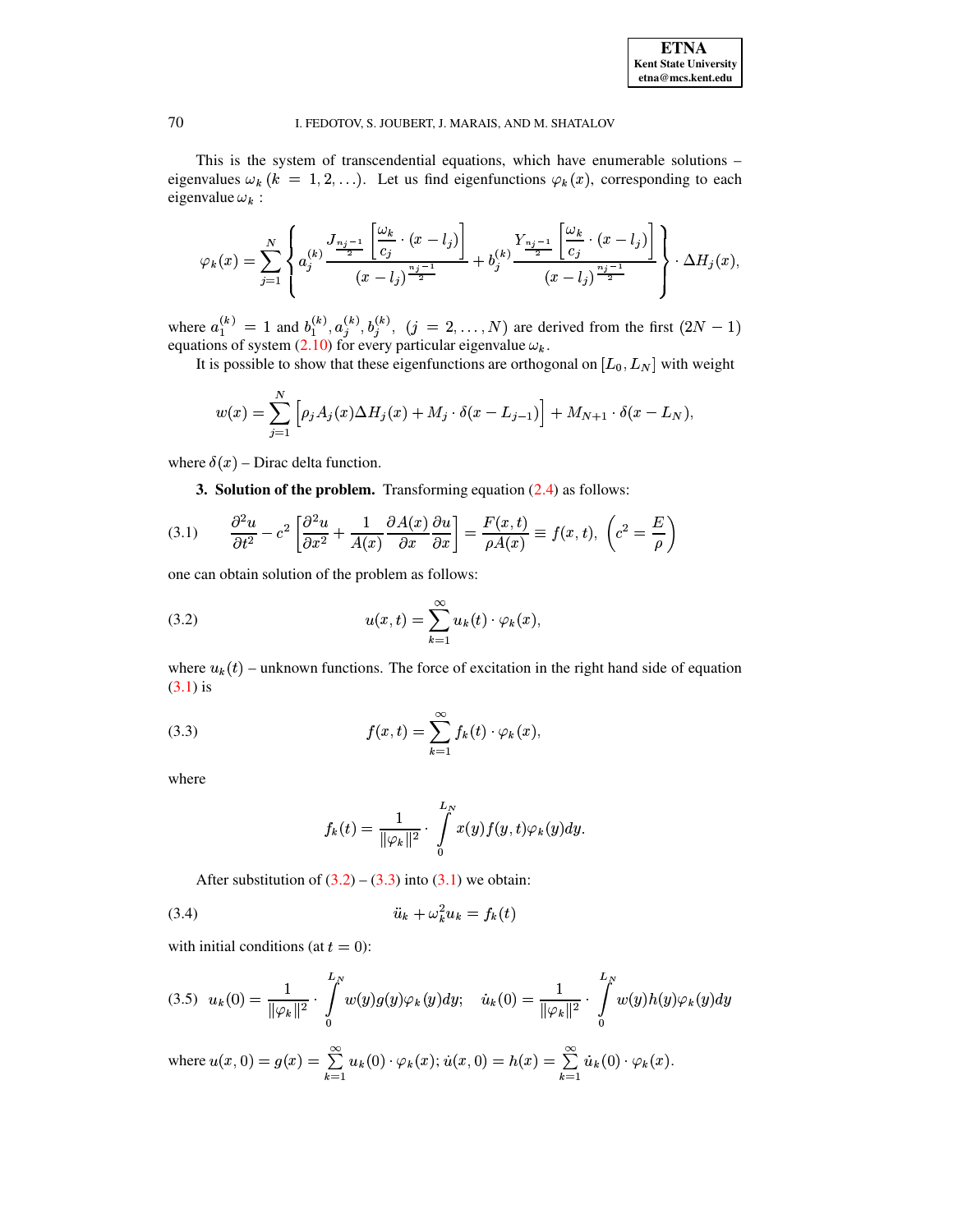This is the system of transcendential equations, which have enumerable solutions – eigenvalues $\omega_k$ $(k = 1, 2, \ldots)$. Let us find eigenfunctions $\varphi_k(x)$, corresponding to each eigenvalue $\omega_k$ :

$$\varphi_k(x) = \sum_{j=1}^{N} \left\{ a_j^{(k)} \frac{J_{\frac{n_j-1}{2}}\left[\frac{\omega_k}{c_j} \cdot (x - l_j)\right]}{(x - l_j)^{\frac{n_j-1}{2}}} + b_j^{(k)} \frac{Y_{\frac{n_j-1}{2}}\left[\frac{\omega_k}{c_j} \cdot (x - l_j)\right]}{(x - l_j)^{\frac{n_j-1}{2}}} \right\} \cdot \Delta H_j(x),$$

where $a_1^{(k)} = 1$ and $b_1^{(k)}, a_j^{(k)}, b_j^{(k)}$, $(j = 2, \ldots, N)$ are derived from the first $(2N - 1)$ equations of system (2.10) for every particular eigenvalue $\omega_k$.

It is possible to show that these eigenfunctions are orthogonal on $[L_0, L_N]$ with weight

$$w(x) = \sum_{j=1}^{N} \left[\rho_j A_j(x) \Delta H_j(x) + M_j \cdot \delta(x - L_{j-1})\right] + M_{N+1} \cdot \delta(x - L_N),$$

where $\delta(x)$ – Dirac delta function.

**3. Solution of the problem.** Transforming equation (2.4) as follows:

$$\frac{\partial^2 u}{\partial t^2} - c^2 \left[\frac{\partial^2 u}{\partial x^2} + \frac{1}{A(x)} \frac{\partial A(x)}{\partial x} \frac{\partial u}{\partial x}\right] = \frac{F(x,t)}{\rho A(x)} \equiv f(x,t), \ \left(c^2 = \frac{E}{\rho}\right) \tag{3.1}$$

one can obtain solution of the problem as follows:

$$u(x,t) = \sum_{k=1}^{\infty} u_k(t) \cdot \varphi_k(x), \tag{3.2}$$

where $u_k(t)$ – unknown functions. The force of excitation in the right hand side of equation (3.1) is

$$f(x,t) = \sum_{k=1}^{\infty} f_k(t) \cdot \varphi_k(x), \tag{3.3}$$

where

$$f_k(t) = \frac{1}{\|\varphi_k\|^2} \cdot \int_0^{L_N} x(y) f(y,t) \varphi_k(y) dy.$$

After substitution of (3.2) – (3.3) into (3.1) we obtain:

$$\ddot{u}_k + \omega_k^2 u_k = f_k(t) \tag{3.4}$$

with initial conditions (at $t = 0$):

$$u_k(0) = \frac{1}{\|\varphi_k\|^2} \cdot \int_0^{L_N} w(y) g(y) \varphi_k(y) dy; \quad \dot{u}_k(0) = \frac{1}{\|\varphi_k\|^2} \cdot \int_0^{L_N} w(y) h(y) \varphi_k(y) dy \tag{3.5}$$

where $u(x,0) = g(x) = \sum_{k=1}^{\infty} u_k(0) \cdot \varphi_k(x)$; $\dot{u}(x,0) = h(x) = \sum_{k=1}^{\infty} \dot{u}_k(0) \cdot \varphi_k(x)$.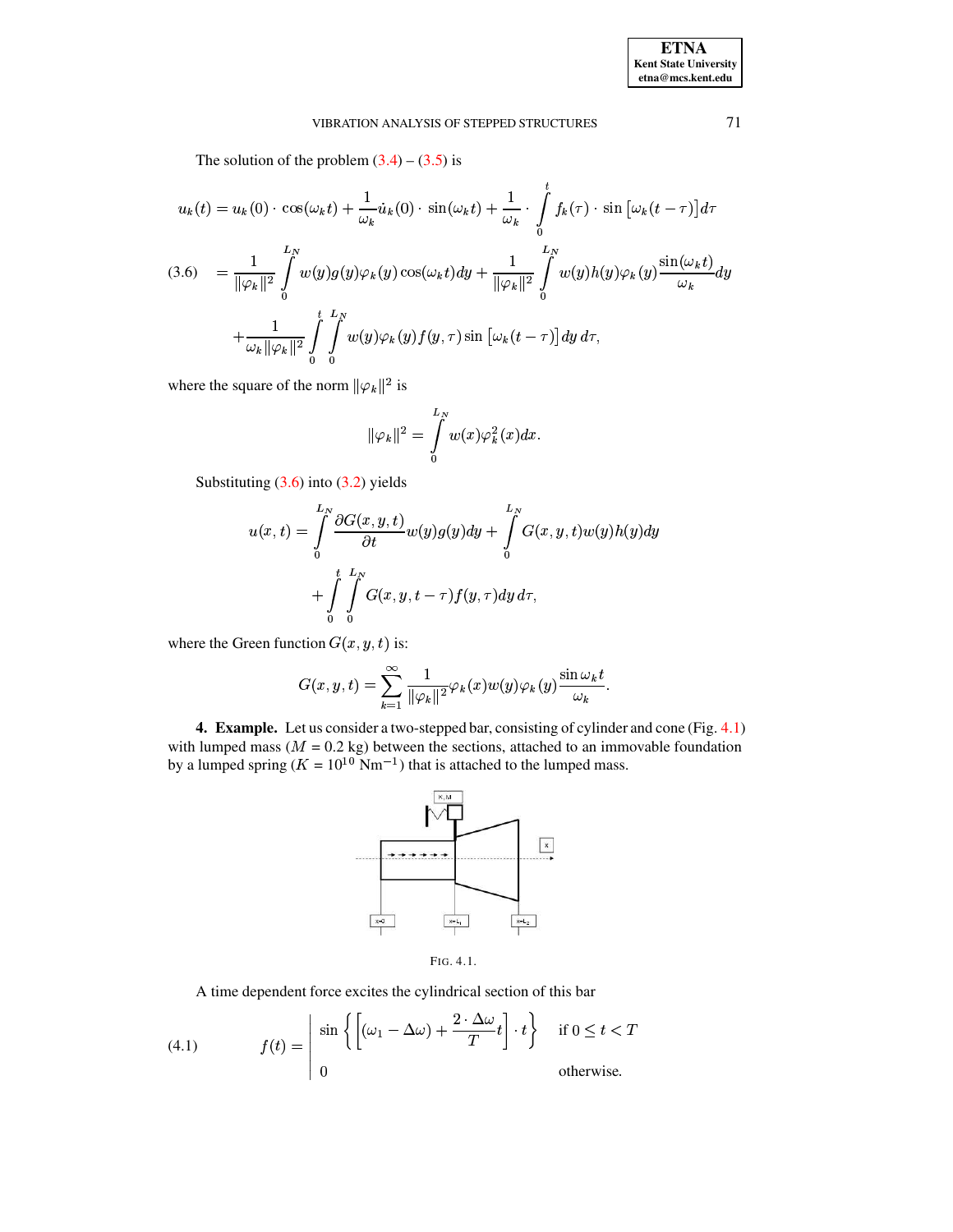The solution of the problem (3.4) – (3.5) is

$$
\begin{aligned}
u_k(t) &= u_k(0)\cdot\cos(\omega_k t) + \frac{1}{\omega_k}\dot{u}_k(0)\cdot\sin(\omega_k t) + \frac{1}{\omega_k}\cdot\int_0^t f_k(\tau)\cdot\sin\left[\omega_k(t-\tau)\right]d\tau \\
&= \frac{1}{\|\varphi_k\|^2}\int_0^{L_N} w(y)g(y)\varphi_k(y)\cos(\omega_k t)dy + \frac{1}{\|\varphi_k\|^2}\int_0^{L_N} w(y)h(y)\varphi_k(y)\frac{\sin(\omega_k t)}{\omega_k}dy \\
&+ \frac{1}{\omega_k\|\varphi_k\|^2}\int_0^t\int_0^{L_N} w(y)\varphi_k(y)f(y,\tau)\sin\left[\omega_k(t-\tau)\right]dy\,d\tau,
\end{aligned}
\tag{3.6}
$$

where the square of the norm $\|\varphi_k\|^2$ is

$$
\|\varphi_k\|^2 = \int_0^{L_N} w(x)\varphi_k^2(x)dx.
$$

Substituting (3.6) into (3.2) yields

$$
\begin{aligned}
u(x,t) &= \int_0^{L_N}\frac{\partial G(x,y,t)}{\partial t}w(y)g(y)dy + \int_0^{L_N} G(x,y,t)w(y)h(y)dy \\
&+ \int_0^t\int_0^{L_N} G(x,y,t-\tau)f(y,\tau)dy\,d\tau,
\end{aligned}
$$

where the Green function $G(x,y,t)$ is:

$$
G(x,y,t) = \sum_{k=1}^{\infty}\frac{1}{\|\varphi_k\|^2}\varphi_k(x)w(y)\varphi_k(y)\frac{\sin\omega_k t}{\omega_k}.
$$

**4. Example.** Let us consider a two-stepped bar, consisting of cylinder and cone (Fig. 4.1) with lumped mass ($M$ = 0.2 kg) between the sections, attached to an immovable foundation by a lumped spring ($K$ = $10^{10}$ Nm$^{-1}$) that is attached to the lumped mass.

FIG. 4.1.

A time dependent force excites the cylindrical section of this bar

$$
f(t) = \begin{cases} \sin\left\{\left[(\omega_1 - \Delta\omega) + \dfrac{2\cdot\Delta\omega}{T}t\right]\cdot t\right\} & \text{if } 0 \le t < T \\ 0 & \text{otherwise.} \end{cases}
\tag{4.1}
$$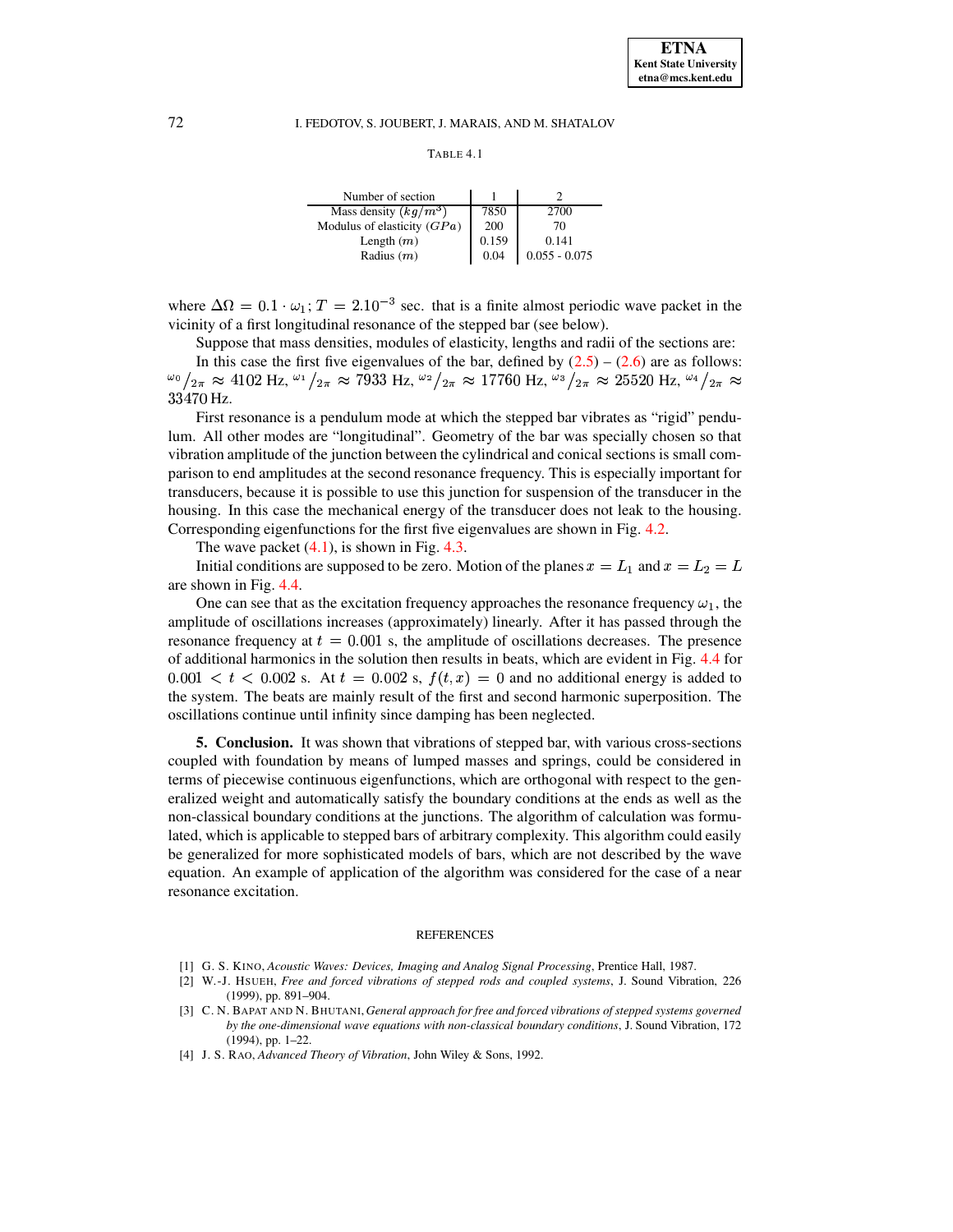TABLE 4.1

| Number of section | 1 | 2 |
|---|---|---|
| Mass density $(kg/m^3)$ | 7850 | 2700 |
| Modulus of elasticity $(GPa)$ | 200 | 70 |
| Length $(m)$ | 0.159 | 0.141 |
| Radius $(m)$ | 0.04 | 0.055 - 0.075 |

where $\Delta\Omega = 0.1 \cdot \omega_1$; $T = 2.10^{-3}$ sec. that is a finite almost periodic wave packet in the vicinity of a first longitudinal resonance of the stepped bar (see below).

Suppose that mass densities, modules of elasticity, lengths and radii of the sections are:

In this case the first five eigenvalues of the bar, defined by (2.5) – (2.6) are as follows: ${}^{\omega_0}/_{2\pi} \approx 4102$ Hz, ${}^{\omega_1}/_{2\pi} \approx 7933$ Hz, ${}^{\omega_2}/_{2\pi} \approx 17760$ Hz, ${}^{\omega_3}/_{2\pi} \approx 25520$ Hz, ${}^{\omega_4}/_{2\pi} \approx 33470$ Hz.

First resonance is a pendulum mode at which the stepped bar vibrates as "rigid" pendulum. All other modes are "longitudinal". Geometry of the bar was specially chosen so that vibration amplitude of the junction between the cylindrical and conical sections is small comparison to end amplitudes at the second resonance frequency. This is especially important for transducers, because it is possible to use this junction for suspension of the transducer in the housing. In this case the mechanical energy of the transducer does not leak to the housing. Corresponding eigenfunctions for the first five eigenvalues are shown in Fig. 4.2.

The wave packet (4.1), is shown in Fig. 4.3.

Initial conditions are supposed to be zero. Motion of the planes $x = L_1$ and $x = L_2 = L$ are shown in Fig. 4.4.

One can see that as the excitation frequency approaches the resonance frequency $\omega_1$, the amplitude of oscillations increases (approximately) linearly. After it has passed through the resonance frequency at $t = 0.001$ s, the amplitude of oscillations decreases. The presence of additional harmonics in the solution then results in beats, which are evident in Fig. 4.4 for $0.001 < t < 0.002$ s. At $t = 0.002$ s, $f(t, x) = 0$ and no additional energy is added to the system. The beats are mainly result of the first and second harmonic superposition. The oscillations continue until infinity since damping has been neglected.

**5. Conclusion.** It was shown that vibrations of stepped bar, with various cross-sections coupled with foundation by means of lumped masses and springs, could be considered in terms of piecewise continuous eigenfunctions, which are orthogonal with respect to the generalized weight and automatically satisfy the boundary conditions at the ends as well as the non-classical boundary conditions at the junctions. The algorithm of calculation was formulated, which is applicable to stepped bars of arbitrary complexity. This algorithm could easily be generalized for more sophisticated models of bars, which are not described by the wave equation. An example of application of the algorithm was considered for the case of a near resonance excitation.

## REFERENCES

[1] G. S. KINO, *Acoustic Waves: Devices, Imaging and Analog Signal Processing*, Prentice Hall, 1987.

[2] W.-J. HSUEH, *Free and forced vibrations of stepped rods and coupled systems*, J. Sound Vibration, 226 (1999), pp. 891–904.

[3] C. N. BAPAT AND N. BHUTANI, *General approach for free and forced vibrations of stepped systems governed by the one-dimensional wave equations with non-classical boundary conditions*, J. Sound Vibration, 172 (1994), pp. 1–22.

[4] J. S. RAO, *Advanced Theory of Vibration*, John Wiley & Sons, 1992.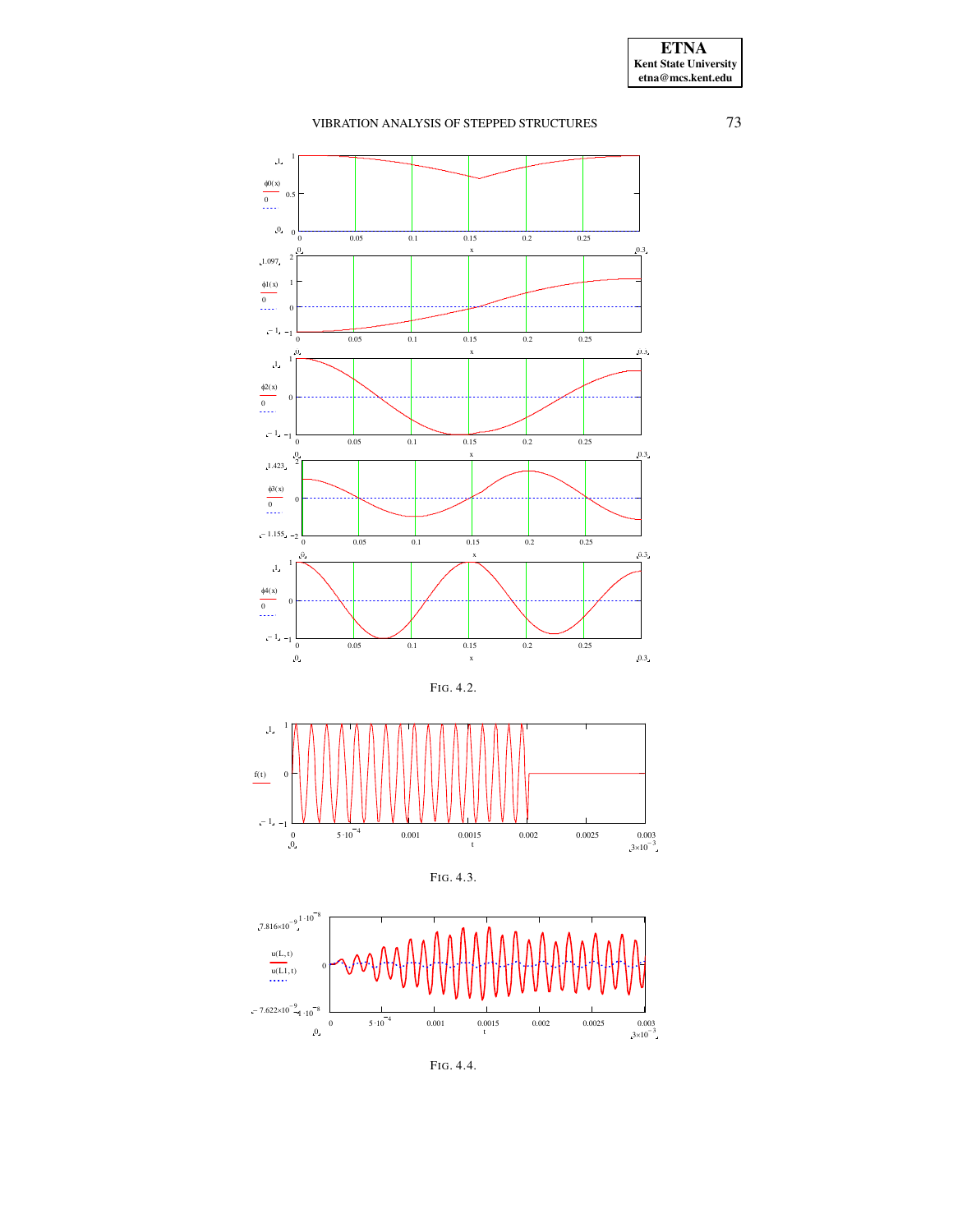FIG. 4.2.

FIG. 4.3.

FIG. 4.4.